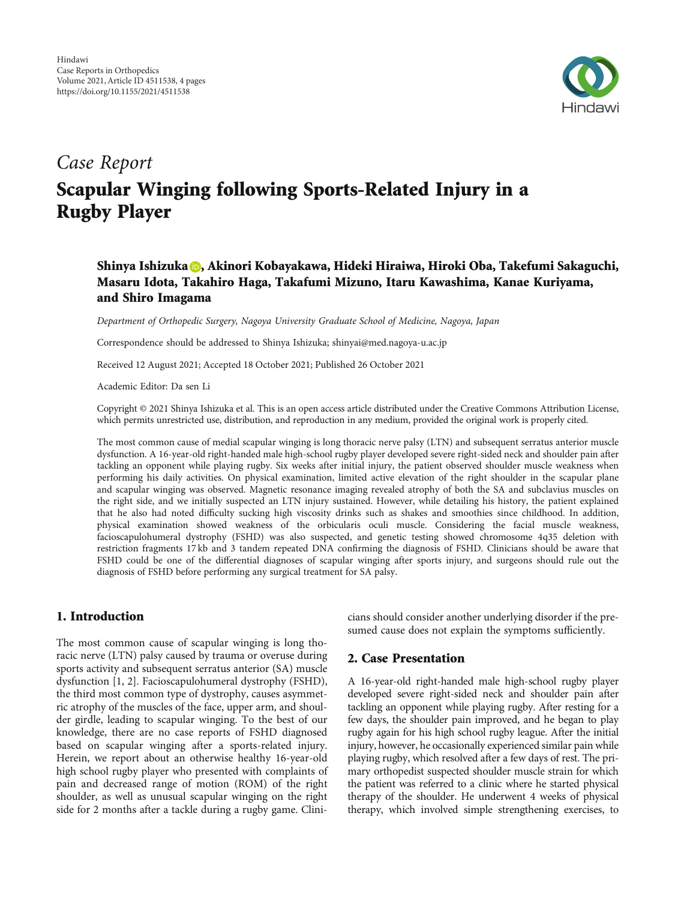Hindawi
Case Reports in Orthopedics
Volume 2021, Article ID 4511538, 4 pages
https://doi.org/10.1155/2021/4511538

*Case Report*

# Scapular Winging following Sports-Related Injury in a Rugby Player

**Shinya Ishizuka, Akinori Kobayakawa, Hideki Hiraiwa, Hiroki Oba, Takefumi Sakaguchi, Masaru Idota, Takahiro Haga, Takafumi Mizuno, Itaru Kawashima, Kanae Kuriyama, and Shiro Imagama**

*Department of Orthopedic Surgery, Nagoya University Graduate School of Medicine, Nagoya, Japan*

Correspondence should be addressed to Shinya Ishizuka; shinyai@med.nagoya-u.ac.jp

Received 12 August 2021; Accepted 18 October 2021; Published 26 October 2021

Academic Editor: Da sen Li

Copyright © 2021 Shinya Ishizuka et al. This is an open access article distributed under the Creative Commons Attribution License, which permits unrestricted use, distribution, and reproduction in any medium, provided the original work is properly cited.

The most common cause of medial scapular winging is long thoracic nerve palsy (LTN) and subsequent serratus anterior muscle dysfunction. A 16-year-old right-handed male high-school rugby player developed severe right-sided neck and shoulder pain after tackling an opponent while playing rugby. Six weeks after initial injury, the patient observed shoulder muscle weakness when performing his daily activities. On physical examination, limited active elevation of the right shoulder in the scapular plane and scapular winging was observed. Magnetic resonance imaging revealed atrophy of both the SA and subclavius muscles on the right side, and we initially suspected an LTN injury sustained. However, while detailing his history, the patient explained that he also had noted difficulty sucking high viscosity drinks such as shakes and smoothies since childhood. In addition, physical examination showed weakness of the orbicularis oculi muscle. Considering the facial muscle weakness, facioscapulohumeral dystrophy (FSHD) was also suspected, and genetic testing showed chromosome 4q35 deletion with restriction fragments 17 kb and 3 tandem repeated DNA confirming the diagnosis of FSHD. Clinicians should be aware that FSHD could be one of the differential diagnoses of scapular winging after sports injury, and surgeons should rule out the diagnosis of FSHD before performing any surgical treatment for SA palsy.

## 1. Introduction

The most common cause of scapular winging is long thoracic nerve (LTN) palsy caused by trauma or overuse during sports activity and subsequent serratus anterior (SA) muscle dysfunction [1, 2]. Facioscapulohumeral dystrophy (FSHD), the third most common type of dystrophy, causes asymmetric atrophy of the muscles of the face, upper arm, and shoulder girdle, leading to scapular winging. To the best of our knowledge, there are no case reports of FSHD diagnosed based on scapular winging after a sports-related injury. Herein, we report about an otherwise healthy 16-year-old high school rugby player who presented with complaints of pain and decreased range of motion (ROM) of the right shoulder, as well as unusual scapular winging on the right side for 2 months after a tackle during a rugby game. Clinicians should consider another underlying disorder if the presumed cause does not explain the symptoms sufficiently.

## 2. Case Presentation

A 16-year-old right-handed male high-school rugby player developed severe right-sided neck and shoulder pain after tackling an opponent while playing rugby. After resting for a few days, the shoulder pain improved, and he began to play rugby again for his high school rugby league. After the initial injury, however, he occasionally experienced similar pain while playing rugby, which resolved after a few days of rest. The primary orthopedist suspected shoulder muscle strain for which the patient was referred to a clinic where he started physical therapy of the shoulder. He underwent 4 weeks of physical therapy, which involved simple strengthening exercises, to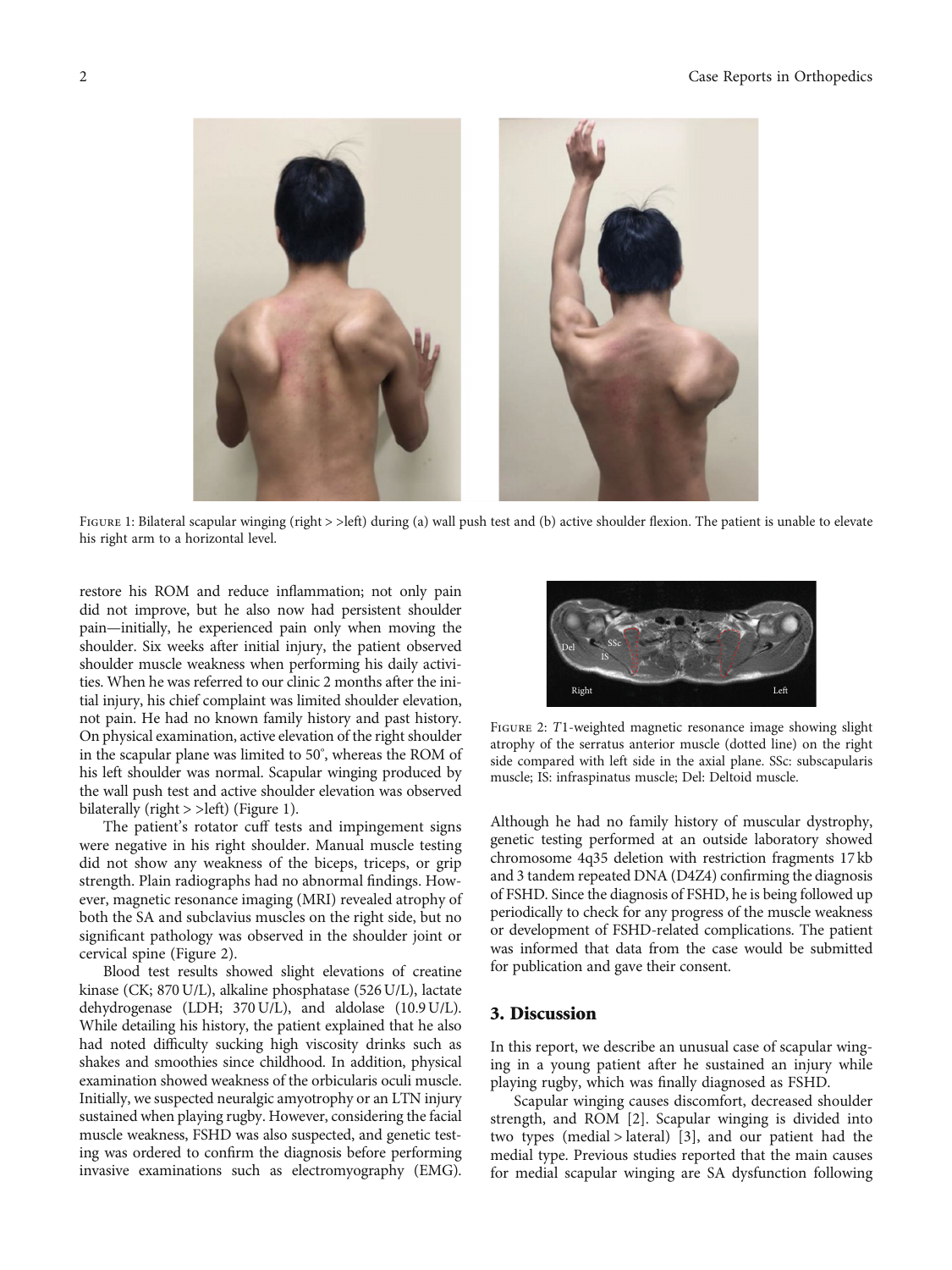Figure 1: Bilateral scapular winging (right > >left) during (a) wall push test and (b) active shoulder flexion. The patient is unable to elevate his right arm to a horizontal level.

restore his ROM and reduce inflammation; not only pain did not improve, but he also now had persistent shoulder pain—initially, he experienced pain only when moving the shoulder. Six weeks after initial injury, the patient observed shoulder muscle weakness when performing his daily activities. When he was referred to our clinic 2 months after the initial injury, his chief complaint was limited shoulder elevation, not pain. He had no known family history and past history. On physical examination, active elevation of the right shoulder in the scapular plane was limited to 50°, whereas the ROM of his left shoulder was normal. Scapular winging produced by the wall push test and active shoulder elevation was observed bilaterally (right > >left) (Figure 1).

The patient's rotator cuff tests and impingement signs were negative in his right shoulder. Manual muscle testing did not show any weakness of the biceps, triceps, or grip strength. Plain radiographs had no abnormal findings. However, magnetic resonance imaging (MRI) revealed atrophy of both the SA and subclavius muscles on the right side, but no significant pathology was observed in the shoulder joint or cervical spine (Figure 2).

Blood test results showed slight elevations of creatine kinase (CK; 870 U/L), alkaline phosphatase (526 U/L), lactate dehydrogenase (LDH; 370 U/L), and aldolase (10.9 U/L). While detailing his history, the patient explained that he also had noted difficulty sucking high viscosity drinks such as shakes and smoothies since childhood. In addition, physical examination showed weakness of the orbicularis oculi muscle. Initially, we suspected neuralgic amyotrophy or an LTN injury sustained when playing rugby. However, considering the facial muscle weakness, FSHD was also suspected, and genetic testing was ordered to confirm the diagnosis before performing invasive examinations such as electromyography (EMG).

Figure 2: $T1$-weighted magnetic resonance image showing slight atrophy of the serratus anterior muscle (dotted line) on the right side compared with left side in the axial plane. SSc: subscapularis muscle; IS: infraspinatus muscle; Del: Deltoid muscle.

Although he had no family history of muscular dystrophy, genetic testing performed at an outside laboratory showed chromosome 4q35 deletion with restriction fragments 17 kb and 3 tandem repeated DNA (D4Z4) confirming the diagnosis of FSHD. Since the diagnosis of FSHD, he is being followed up periodically to check for any progress of the muscle weakness or development of FSHD-related complications. The patient was informed that data from the case would be submitted for publication and gave their consent.

## 3. Discussion

In this report, we describe an unusual case of scapular winging in a young patient after he sustained an injury while playing rugby, which was finally diagnosed as FSHD.

Scapular winging causes discomfort, decreased shoulder strength, and ROM [2]. Scapular winging is divided into two types (medial > lateral) [3], and our patient had the medial type. Previous studies reported that the main causes for medial scapular winging are SA dysfunction following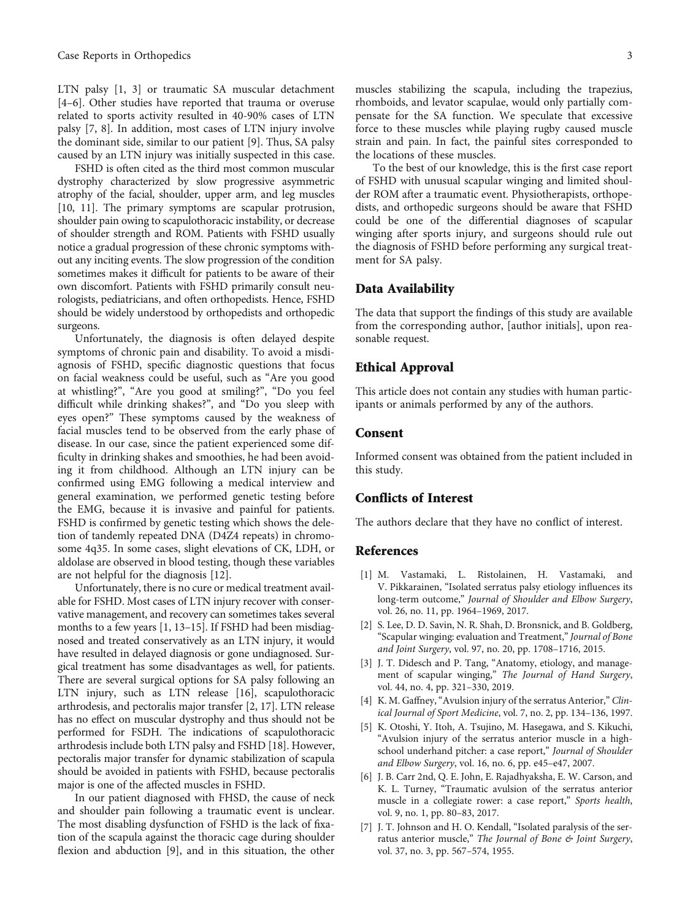LTN palsy [1, 3] or traumatic SA muscular detachment [4–6]. Other studies have reported that trauma or overuse related to sports activity resulted in 40-90% cases of LTN palsy [7, 8]. In addition, most cases of LTN injury involve the dominant side, similar to our patient [9]. Thus, SA palsy caused by an LTN injury was initially suspected in this case.

FSHD is often cited as the third most common muscular dystrophy characterized by slow progressive asymmetric atrophy of the facial, shoulder, upper arm, and leg muscles [10, 11]. The primary symptoms are scapular protrusion, shoulder pain owing to scapulothoracic instability, or decrease of shoulder strength and ROM. Patients with FSHD usually notice a gradual progression of these chronic symptoms without any inciting events. The slow progression of the condition sometimes makes it difficult for patients to be aware of their own discomfort. Patients with FSHD primarily consult neurologists, pediatricians, and often orthopedists. Hence, FSHD should be widely understood by orthopedists and orthopedic surgeons.

Unfortunately, the diagnosis is often delayed despite symptoms of chronic pain and disability. To avoid a misdiagnosis of FSHD, specific diagnostic questions that focus on facial weakness could be useful, such as "Are you good at whistling?", "Are you good at smiling?", "Do you feel difficult while drinking shakes?", and "Do you sleep with eyes open?" These symptoms caused by the weakness of facial muscles tend to be observed from the early phase of disease. In our case, since the patient experienced some difficulty in drinking shakes and smoothies, he had been avoiding it from childhood. Although an LTN injury can be confirmed using EMG following a medical interview and general examination, we performed genetic testing before the EMG, because it is invasive and painful for patients. FSHD is confirmed by genetic testing which shows the deletion of tandemly repeated DNA (D4Z4 repeats) in chromosome 4q35. In some cases, slight elevations of CK, LDH, or aldolase are observed in blood testing, though these variables are not helpful for the diagnosis [12].

Unfortunately, there is no cure or medical treatment available for FSHD. Most cases of LTN injury recover with conservative management, and recovery can sometimes takes several months to a few years [1, 13–15]. If FSHD had been misdiagnosed and treated conservatively as an LTN injury, it would have resulted in delayed diagnosis or gone undiagnosed. Surgical treatment has some disadvantages as well, for patients. There are several surgical options for SA palsy following an LTN injury, such as LTN release [16], scapulothoracic arthrodesis, and pectoralis major transfer [2, 17]. LTN release has no effect on muscular dystrophy and thus should not be performed for FSDH. The indications of scapulothoracic arthrodesis include both LTN palsy and FSHD [18]. However, pectoralis major transfer for dynamic stabilization of scapula should be avoided in patients with FSHD, because pectoralis major is one of the affected muscles in FSHD.

In our patient diagnosed with FHSD, the cause of neck and shoulder pain following a traumatic event is unclear. The most disabling dysfunction of FSHD is the lack of fixation of the scapula against the thoracic cage during shoulder flexion and abduction [9], and in this situation, the other muscles stabilizing the scapula, including the trapezius, rhomboids, and levator scapulae, would only partially compensate for the SA function. We speculate that excessive force to these muscles while playing rugby caused muscle strain and pain. In fact, the painful sites corresponded to the locations of these muscles.

To the best of our knowledge, this is the first case report of FSHD with unusual scapular winging and limited shoulder ROM after a traumatic event. Physiotherapists, orthopedists, and orthopedic surgeons should be aware that FSHD could be one of the differential diagnoses of scapular winging after sports injury, and surgeons should rule out the diagnosis of FSHD before performing any surgical treatment for SA palsy.

## Data Availability

The data that support the findings of this study are available from the corresponding author, [author initials], upon reasonable request.

## Ethical Approval

This article does not contain any studies with human participants or animals performed by any of the authors.

## Consent

Informed consent was obtained from the patient included in this study.

## Conflicts of Interest

The authors declare that they have no conflict of interest.

## References

[1] M. Vastamaki, L. Ristolainen, H. Vastamaki, and V. Pikkarainen, "Isolated serratus palsy etiology influences its long-term outcome," *Journal of Shoulder and Elbow Surgery*, vol. 26, no. 11, pp. 1964–1969, 2017.

[2] S. Lee, D. D. Savin, N. R. Shah, D. Bronsnick, and B. Goldberg, "Scapular winging: evaluation and Treatment," *Journal of Bone and Joint Surgery*, vol. 97, no. 20, pp. 1708–1716, 2015.

[3] J. T. Didesch and P. Tang, "Anatomy, etiology, and management of scapular winging," *The Journal of Hand Surgery*, vol. 44, no. 4, pp. 321–330, 2019.

[4] K. M. Gaffney, "Avulsion injury of the serratus Anterior," *Clinical Journal of Sport Medicine*, vol. 7, no. 2, pp. 134–136, 1997.

[5] K. Otoshi, Y. Itoh, A. Tsujino, M. Hasegawa, and S. Kikuchi, "Avulsion injury of the serratus anterior muscle in a high-school underhand pitcher: a case report," *Journal of Shoulder and Elbow Surgery*, vol. 16, no. 6, pp. e45–e47, 2007.

[6] J. B. Carr 2nd, Q. E. John, E. Rajadhyaksha, E. W. Carson, and K. L. Turney, "Traumatic avulsion of the serratus anterior muscle in a collegiate rower: a case report," *Sports health*, vol. 9, no. 1, pp. 80–83, 2017.

[7] J. T. Johnson and H. O. Kendall, "Isolated paralysis of the serratus anterior muscle," *The Journal of Bone & Joint Surgery*, vol. 37, no. 3, pp. 567–574, 1955.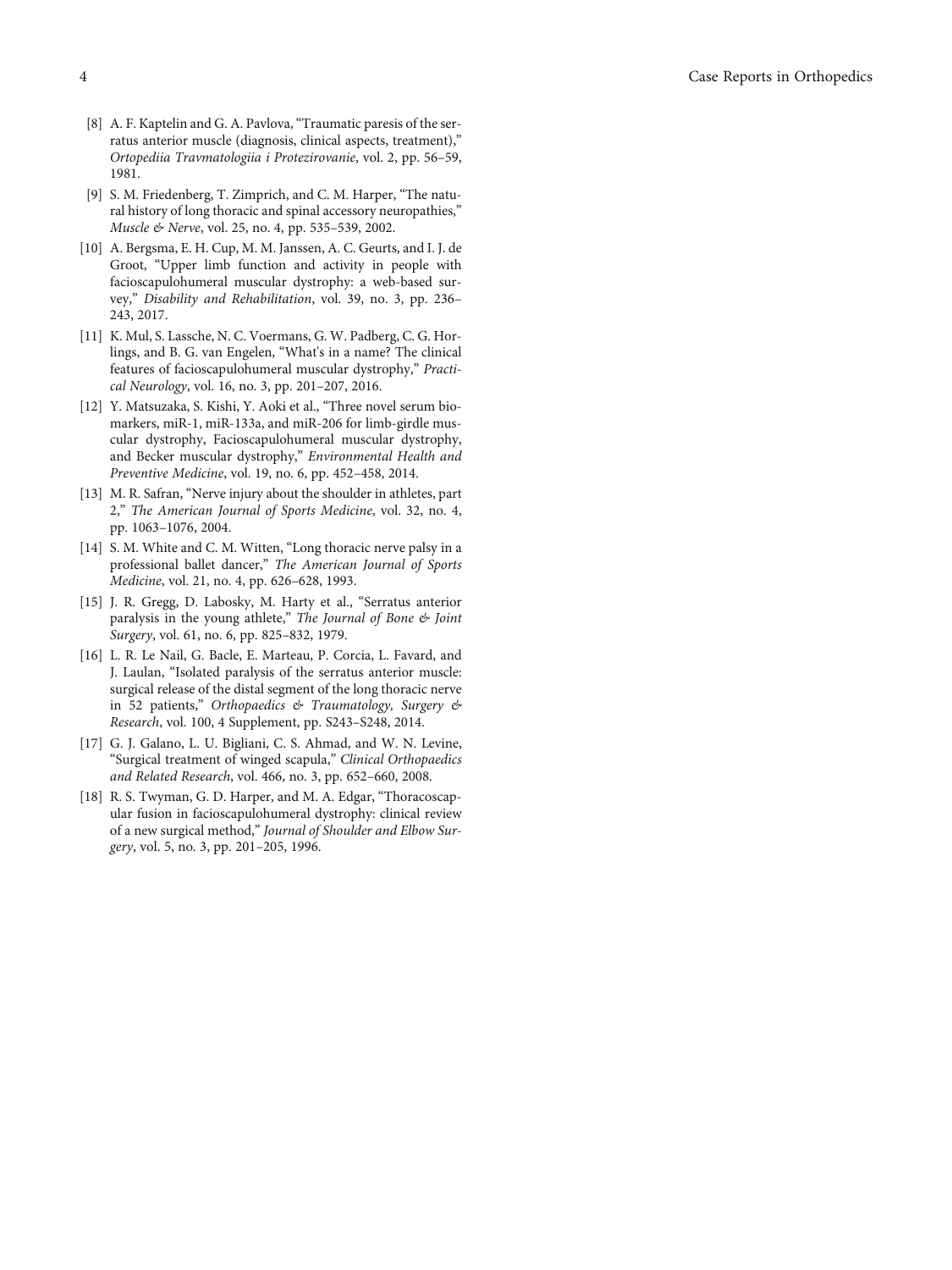[8] A. F. Kaptelin and G. A. Pavlova, "Traumatic paresis of the serratus anterior muscle (diagnosis, clinical aspects, treatment)," *Ortopediia Travmatologiia i Protezirovanie*, vol. 2, pp. 56–59, 1981.

[9] S. M. Friedenberg, T. Zimprich, and C. M. Harper, "The natural history of long thoracic and spinal accessory neuropathies," *Muscle & Nerve*, vol. 25, no. 4, pp. 535–539, 2002.

[10] A. Bergsma, E. H. Cup, M. M. Janssen, A. C. Geurts, and I. J. de Groot, "Upper limb function and activity in people with facioscapulohumeral muscular dystrophy: a web-based survey," *Disability and Rehabilitation*, vol. 39, no. 3, pp. 236–243, 2017.

[11] K. Mul, S. Lassche, N. C. Voermans, G. W. Padberg, C. G. Horlings, and B. G. van Engelen, "What's in a name? The clinical features of facioscapulohumeral muscular dystrophy," *Practical Neurology*, vol. 16, no. 3, pp. 201–207, 2016.

[12] Y. Matsuzaka, S. Kishi, Y. Aoki et al., "Three novel serum biomarkers, miR-1, miR-133a, and miR-206 for limb-girdle muscular dystrophy, Facioscapulohumeral muscular dystrophy, and Becker muscular dystrophy," *Environmental Health and Preventive Medicine*, vol. 19, no. 6, pp. 452–458, 2014.

[13] M. R. Safran, "Nerve injury about the shoulder in athletes, part 2," *The American Journal of Sports Medicine*, vol. 32, no. 4, pp. 1063–1076, 2004.

[14] S. M. White and C. M. Witten, "Long thoracic nerve palsy in a professional ballet dancer," *The American Journal of Sports Medicine*, vol. 21, no. 4, pp. 626–628, 1993.

[15] J. R. Gregg, D. Labosky, M. Harty et al., "Serratus anterior paralysis in the young athlete," *The Journal of Bone & Joint Surgery*, vol. 61, no. 6, pp. 825–832, 1979.

[16] L. R. Le Nail, G. Bacle, E. Marteau, P. Corcia, L. Favard, and J. Laulan, "Isolated paralysis of the serratus anterior muscle: surgical release of the distal segment of the long thoracic nerve in 52 patients," *Orthopaedics & Traumatology, Surgery & Research*, vol. 100, 4 Supplement, pp. S243–S248, 2014.

[17] G. J. Galano, L. U. Bigliani, C. S. Ahmad, and W. N. Levine, "Surgical treatment of winged scapula," *Clinical Orthopaedics and Related Research*, vol. 466, no. 3, pp. 652–660, 2008.

[18] R. S. Twyman, G. D. Harper, and M. A. Edgar, "Thoracoscapular fusion in facioscapulohumeral dystrophy: clinical review of a new surgical method," *Journal of Shoulder and Elbow Surgery*, vol. 5, no. 3, pp. 201–205, 1996.